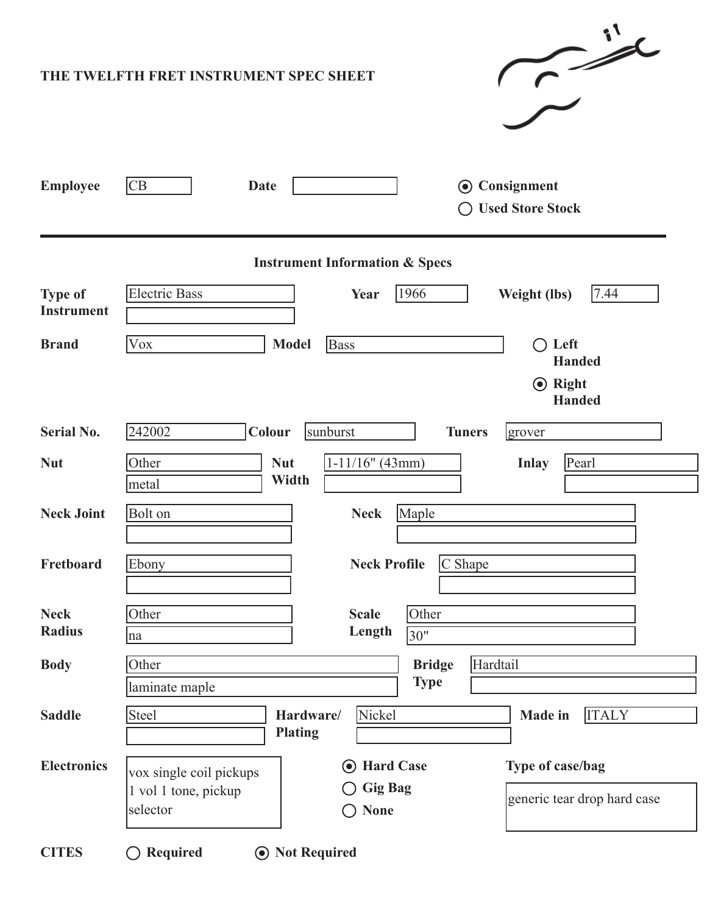# THE TWELFTH FRET INSTRUMENT SPEC SHEET

**Employee** CB **Date** 

- (●) **Consignment**
- ( ) **Used Store Stock**

---

## Instrument Information & Specs

| Field | Value | Field | Value | Field | Value |
|---|---|---|---|---|---|
| **Type of Instrument** | Electric Bass | **Year** | 1966 | **Weight (lbs)** | 7.44 |
| **Brand** | Vox | **Model** | Bass | | ( ) Left Handed / (●) Right Handed |
| **Serial No.** | 242002 | **Colour** | sunburst | **Tuners** | grover |
| **Nut** | Other<br>metal | **Nut Width** | 1-11/16" (43mm) | **Inlay** | Pearl |
| **Neck Joint** | Bolt on | **Neck** | Maple | | |
| **Fretboard** | Ebony | **Neck Profile** | C Shape | | |
| **Neck Radius** | Other<br>na | **Scale Length** | Other<br>30" | | |
| **Body** | Other<br>laminate maple | **Bridge Type** | Hardtail | | |
| **Saddle** | Steel | **Hardware/ Plating** | Nickel | **Made in** | ITALY |
| **Electronics** | vox single coil pickups<br>1 vol 1 tone, pickup selector | (●) **Hard Case**<br>( ) **Gig Bag**<br>( ) **None** | | **Type of case/bag** | generic tear drop hard case |

**CITES** ( ) **Required** (●) **Not Required**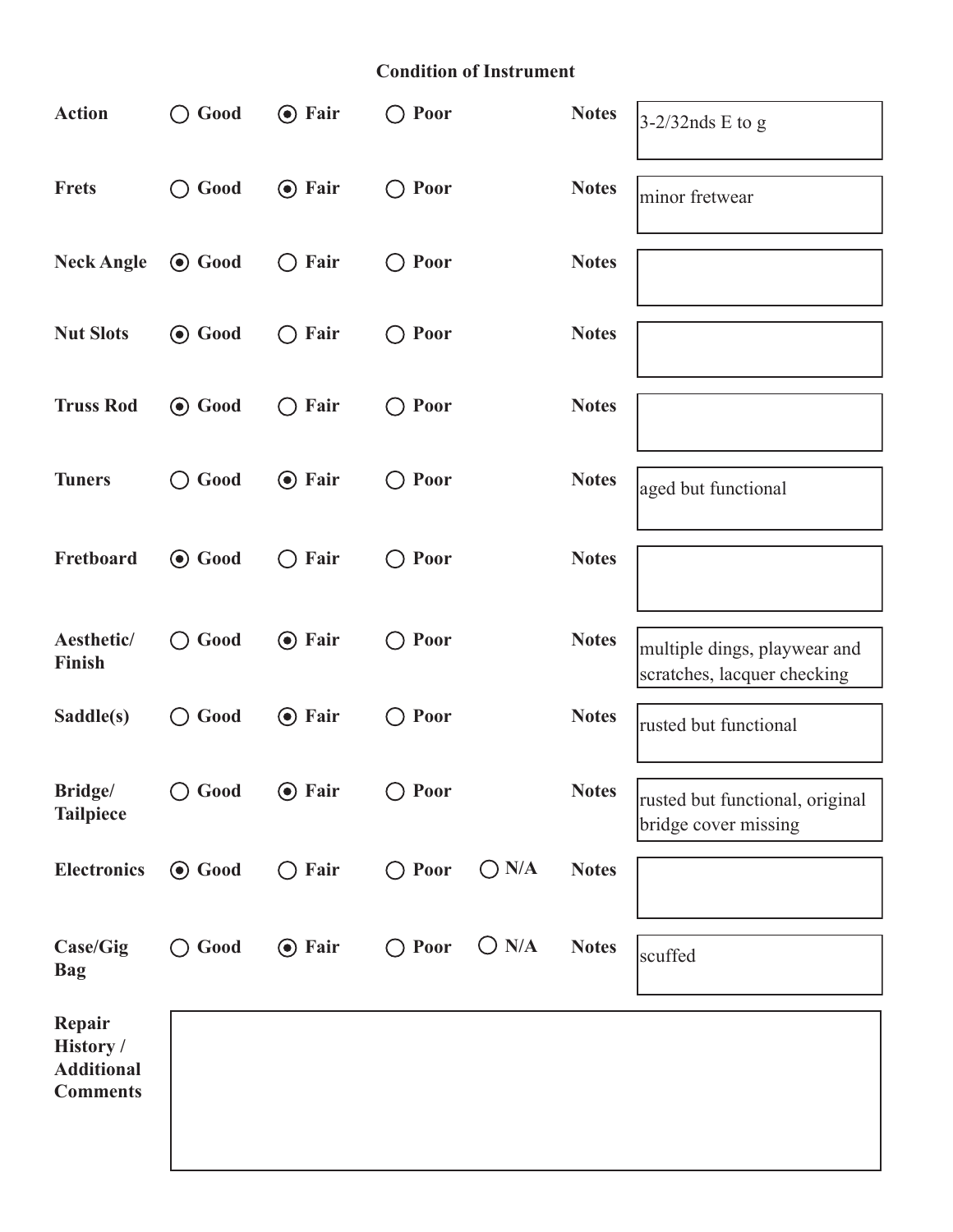## Condition of Instrument

| | | | | | |
|---|---|---|---|---|---|
| **Action** | ○ Good | ◉ Fair | ○ Poor | | 3-2/32nds E to g |
| **Frets** | ○ Good | ◉ Fair | ○ Poor | | minor fretwear |
| **Neck Angle** | ◉ Good | ○ Fair | ○ Poor | | |
| **Nut Slots** | ◉ Good | ○ Fair | ○ Poor | | |
| **Truss Rod** | ◉ Good | ○ Fair | ○ Poor | | |
| **Tuners** | ○ Good | ◉ Fair | ○ Poor | | aged but functional |
| **Fretboard** | ◉ Good | ○ Fair | ○ Poor | | |
| **Aesthetic/ Finish** | ○ Good | ◉ Fair | ○ Poor | | multiple dings, playwear and scratches, lacquer checking |
| **Saddle(s)** | ○ Good | ◉ Fair | ○ Poor | | rusted but functional |
| **Bridge/ Tailpiece** | ○ Good | ◉ Fair | ○ Poor | | rusted but functional, original bridge cover missing |
| **Electronics** | ◉ Good | ○ Fair | ○ Poor | ○ N/A | |
| **Case/Gig Bag** | ○ Good | ◉ Fair | ○ Poor | ○ N/A | scuffed |

**Repair History / Additional Comments**